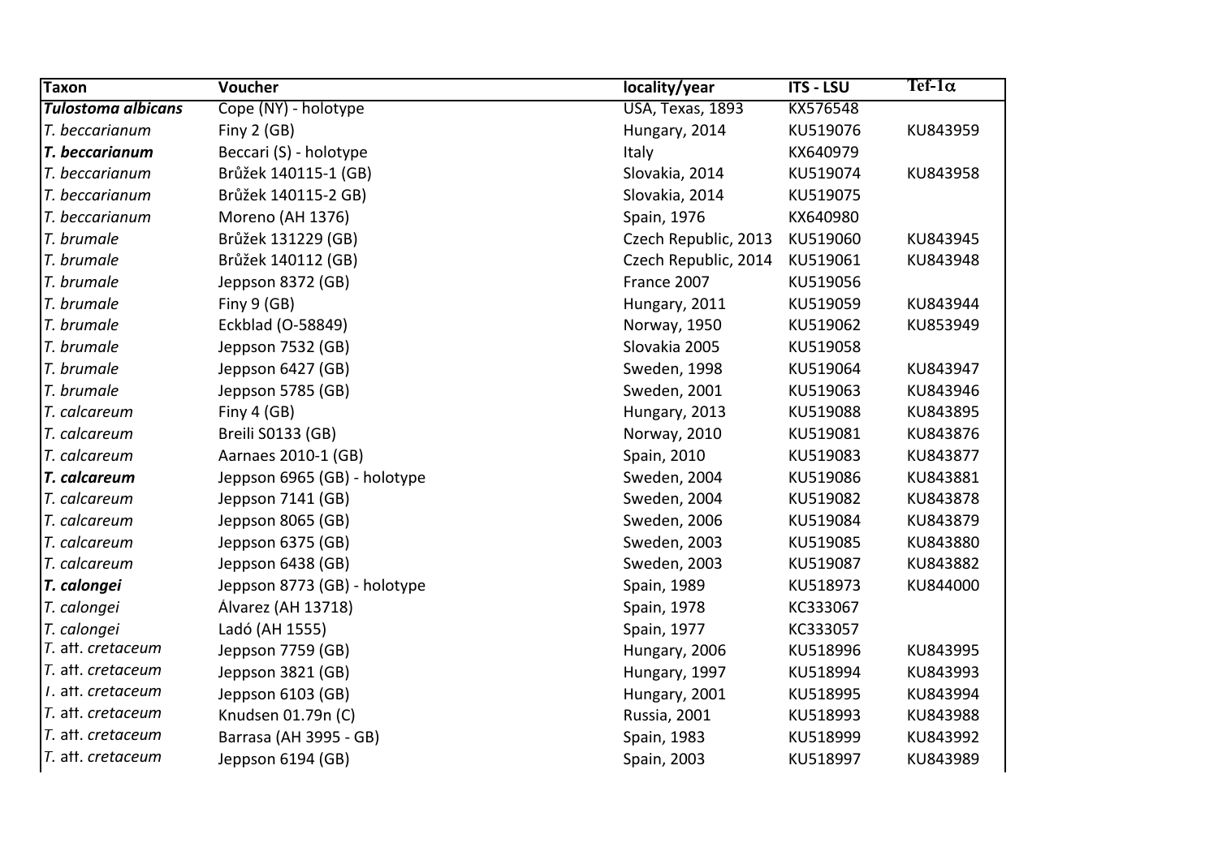| Taxon | Voucher | locality/year | ITS - LSU | Tef-1α |
|---|---|---|---|---|
| ***Tulostoma albicans*** | Cope (NY) - holotype | USA, Texas, 1893 | KX576548 | |
| *T. beccarianum* | Finy 2 (GB) | Hungary, 2014 | KU519076 | KU843959 |
| ***T. beccarianum*** | Beccari (S) - holotype | Italy | KX640979 | |
| *T. beccarianum* | Brůžek 140115-1 (GB) | Slovakia, 2014 | KU519074 | KU843958 |
| *T. beccarianum* | Brůžek 140115-2 GB) | Slovakia, 2014 | KU519075 | |
| *T. beccarianum* | Moreno (AH 1376) | Spain, 1976 | KX640980 | |
| *T. brumale* | Brůžek 131229 (GB) | Czech Republic, 2013 | KU519060 | KU843945 |
| *T. brumale* | Brůžek 140112 (GB) | Czech Republic, 2014 | KU519061 | KU843948 |
| *T. brumale* | Jeppson 8372 (GB) | France 2007 | KU519056 | |
| *T. brumale* | Finy 9 (GB) | Hungary, 2011 | KU519059 | KU843944 |
| *T. brumale* | Eckblad (O-58849) | Norway, 1950 | KU519062 | KU853949 |
| *T. brumale* | Jeppson 7532 (GB) | Slovakia 2005 | KU519058 | |
| *T. brumale* | Jeppson 6427 (GB) | Sweden, 1998 | KU519064 | KU843947 |
| *T. brumale* | Jeppson 5785 (GB) | Sweden, 2001 | KU519063 | KU843946 |
| *T. calcareum* | Finy 4 (GB) | Hungary, 2013 | KU519088 | KU843895 |
| *T. calcareum* | Breili S0133 (GB) | Norway, 2010 | KU519081 | KU843876 |
| *T. calcareum* | Aarnaes 2010-1 (GB) | Spain, 2010 | KU519083 | KU843877 |
| ***T. calcareum*** | Jeppson 6965 (GB) - holotype | Sweden, 2004 | KU519086 | KU843881 |
| *T. calcareum* | Jeppson 7141 (GB) | Sweden, 2004 | KU519082 | KU843878 |
| *T. calcareum* | Jeppson 8065 (GB) | Sweden, 2006 | KU519084 | KU843879 |
| *T. calcareum* | Jeppson 6375 (GB) | Sweden, 2003 | KU519085 | KU843880 |
| *T. calcareum* | Jeppson 6438 (GB) | Sweden, 2003 | KU519087 | KU843882 |
| ***T. calongei*** | Jeppson 8773 (GB) - holotype | Spain, 1989 | KU518973 | KU844000 |
| *T. calongei* | Álvarez (AH 13718) | Spain, 1978 | KC333067 | |
| *T. calongei* | Ladó (AH 1555) | Spain, 1977 | KC333057 | |
| *T.* aff. *cretaceum* | Jeppson 7759 (GB) | Hungary, 2006 | KU518996 | KU843995 |
| *T.* aff. *cretaceum* | Jeppson 3821 (GB) | Hungary, 1997 | KU518994 | KU843993 |
| *T.* aff. *cretaceum* | Jeppson 6103 (GB) | Hungary, 2001 | KU518995 | KU843994 |
| *T.* aff. *cretaceum* | Knudsen 01.79n (C) | Russia, 2001 | KU518993 | KU843988 |
| *T.* aff. *cretaceum* | Barrasa (AH 3995 - GB) | Spain, 1983 | KU518999 | KU843992 |
| *T.* aff. *cretaceum* | Jeppson 6194 (GB) | Spain, 2003 | KU518997 | KU843989 |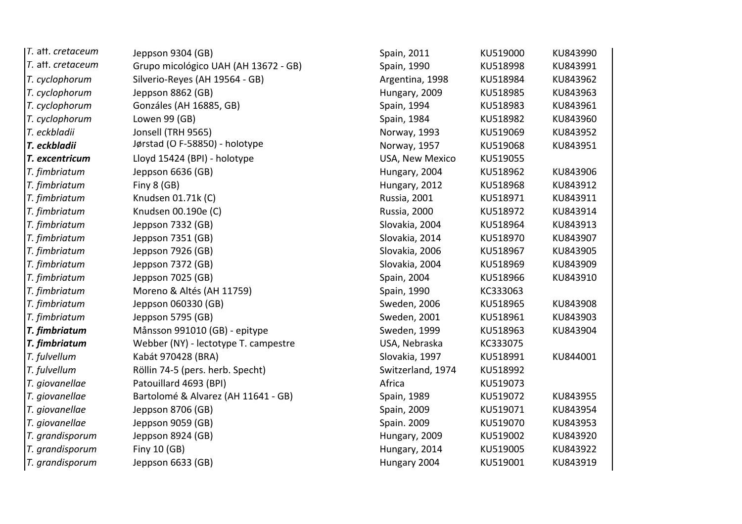| | | | | |
|---|---|---|---|---|
| *T.* aff. *cretaceum* | Jeppson 9304 (GB) | Spain, 2011 | KU519000 | KU843990 |
| *T.* aff. *cretaceum* | Grupo micológico UAH (AH 13672 - GB) | Spain, 1990 | KU518998 | KU843991 |
| *T. cyclophorum* | Silverio-Reyes (AH 19564 - GB) | Argentina, 1998 | KU518984 | KU843962 |
| *T. cyclophorum* | Jeppson 8862 (GB) | Hungary, 2009 | KU518985 | KU843963 |
| *T. cyclophorum* | Gonzáles (AH 16885, GB) | Spain, 1994 | KU518983 | KU843961 |
| *T. cyclophorum* | Lowen 99 (GB) | Spain, 1984 | KU518982 | KU843960 |
| *T. eckbladii* | Jonsell (TRH 9565) | Norway, 1993 | KU519069 | KU843952 |
| ***T. eckbladii*** | Jørstad (O F-58850) - holotype | Norway, 1957 | KU519068 | KU843951 |
| ***T. excentricum*** | Lloyd 15424 (BPI) - holotype | USA, New Mexico | KU519055 | |
| *T. fimbriatum* | Jeppson 6636 (GB) | Hungary, 2004 | KU518962 | KU843906 |
| *T. fimbriatum* | Finy 8 (GB) | Hungary, 2012 | KU518968 | KU843912 |
| *T. fimbriatum* | Knudsen 01.71k (C) | Russia, 2001 | KU518971 | KU843911 |
| *T. fimbriatum* | Knudsen 00.190e (C) | Russia, 2000 | KU518972 | KU843914 |
| *T. fimbriatum* | Jeppson 7332 (GB) | Slovakia, 2004 | KU518964 | KU843913 |
| *T. fimbriatum* | Jeppson 7351 (GB) | Slovakia, 2014 | KU518970 | KU843907 |
| *T. fimbriatum* | Jeppson 7926 (GB) | Slovakia, 2006 | KU518967 | KU843905 |
| *T. fimbriatum* | Jeppson 7372 (GB) | Slovakia, 2004 | KU518969 | KU843909 |
| *T. fimbriatum* | Jeppson 7025 (GB) | Spain, 2004 | KU518966 | KU843910 |
| *T. fimbriatum* | Moreno & Altés (AH 11759) | Spain, 1990 | KC333063 | |
| *T. fimbriatum* | Jeppson 060330 (GB) | Sweden, 2006 | KU518965 | KU843908 |
| *T. fimbriatum* | Jeppson 5795 (GB) | Sweden, 2001 | KU518961 | KU843903 |
| ***T. fimbriatum*** | Månsson 991010 (GB) - epitype | Sweden, 1999 | KU518963 | KU843904 |
| ***T. fimbriatum*** | Webber (NY) - lectotype T. campestre | USA, Nebraska | KC333075 | |
| *T. fulvellum* | Kabát 970428 (BRA) | Slovakia, 1997 | KU518991 | KU844001 |
| *T. fulvellum* | Röllin 74-5 (pers. herb. Specht) | Switzerland, 1974 | KU518992 | |
| *T. giovanellae* | Patouillard 4693 (BPI) | Africa | KU519073 | |
| *T. giovanellae* | Bartolomé & Alvarez (AH 11641 - GB) | Spain, 1989 | KU519072 | KU843955 |
| *T. giovanellae* | Jeppson 8706 (GB) | Spain, 2009 | KU519071 | KU843954 |
| *T. giovanellae* | Jeppson 9059 (GB) | Spain. 2009 | KU519070 | KU843953 |
| *T. grandisporum* | Jeppson 8924 (GB) | Hungary, 2009 | KU519002 | KU843920 |
| *T. grandisporum* | Finy 10 (GB) | Hungary, 2014 | KU519005 | KU843922 |
| *T. grandisporum* | Jeppson 6633 (GB) | Hungary 2004 | KU519001 | KU843919 |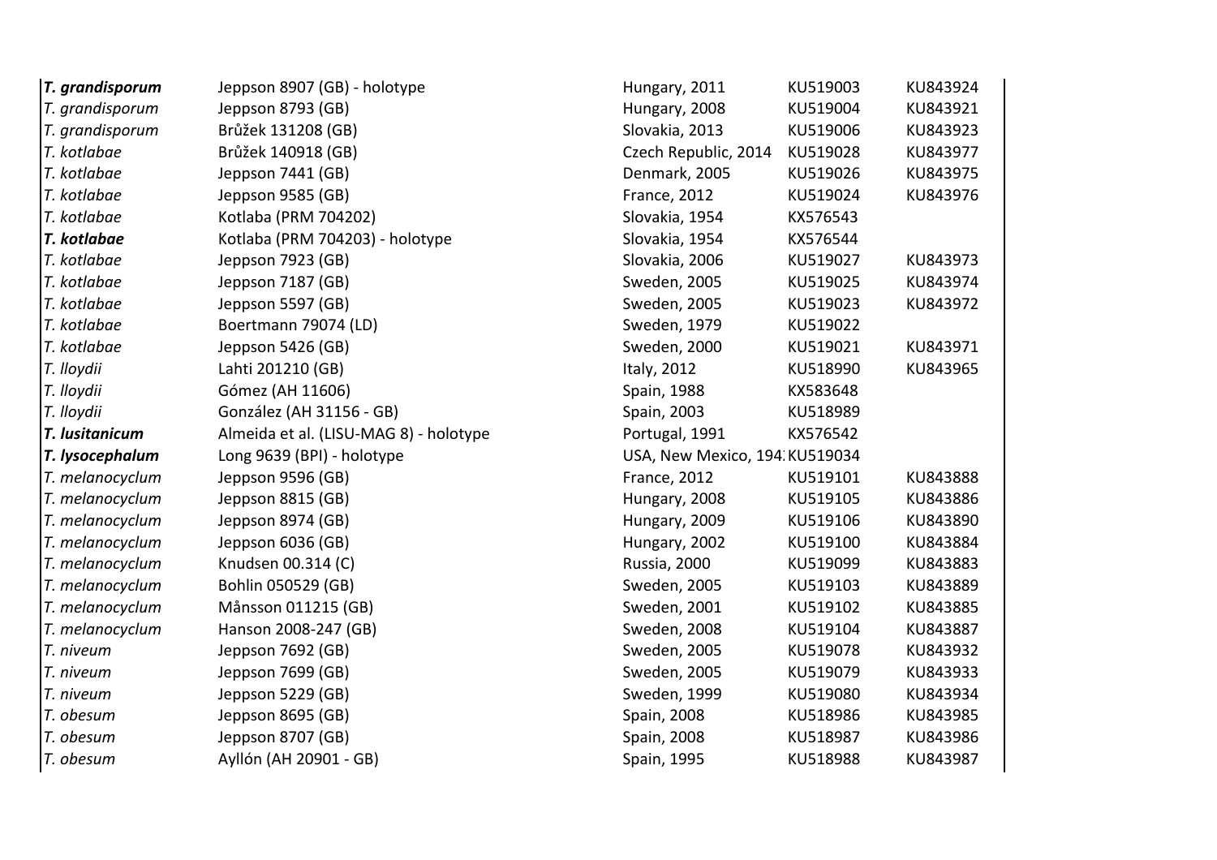| | | | | |
|---|---|---|---|---|
| ***T. grandisporum*** | Jeppson 8907 (GB) - holotype | Hungary, 2011 | KU519003 | KU843924 |
| *T. grandisporum* | Jeppson 8793 (GB) | Hungary, 2008 | KU519004 | KU843921 |
| *T. grandisporum* | Brůžek 131208 (GB) | Slovakia, 2013 | KU519006 | KU843923 |
| *T. kotlabae* | Brůžek 140918 (GB) | Czech Republic, 2014 | KU519028 | KU843977 |
| *T. kotlabae* | Jeppson 7441 (GB) | Denmark, 2005 | KU519026 | KU843975 |
| *T. kotlabae* | Jeppson 9585 (GB) | France, 2012 | KU519024 | KU843976 |
| *T. kotlabae* | Kotlaba (PRM 704202) | Slovakia, 1954 | KX576543 | |
| ***T. kotlabae*** | Kotlaba (PRM 704203) - holotype | Slovakia, 1954 | KX576544 | |
| *T. kotlabae* | Jeppson 7923 (GB) | Slovakia, 2006 | KU519027 | KU843973 |
| *T. kotlabae* | Jeppson 7187 (GB) | Sweden, 2005 | KU519025 | KU843974 |
| *T. kotlabae* | Jeppson 5597 (GB) | Sweden, 2005 | KU519023 | KU843972 |
| *T. kotlabae* | Boertmann 79074 (LD) | Sweden, 1979 | KU519022 | |
| *T. kotlabae* | Jeppson 5426 (GB) | Sweden, 2000 | KU519021 | KU843971 |
| *T. lloydii* | Lahti 201210 (GB) | Italy, 2012 | KU518990 | KU843965 |
| *T. lloydii* | Gómez (AH 11606) | Spain, 1988 | KX583648 | |
| *T. lloydii* | González (AH 31156 - GB) | Spain, 2003 | KU518989 | |
| ***T. lusitanicum*** | Almeida et al. (LISU-MAG 8) - holotype | Portugal, 1991 | KX576542 | |
| ***T. lysocephalum*** | Long 9639 (BPI) - holotype | USA, New Mexico, 194 | KU519034 | |
| *T. melanocyclum* | Jeppson 9596 (GB) | France, 2012 | KU519101 | KU843888 |
| *T. melanocyclum* | Jeppson 8815 (GB) | Hungary, 2008 | KU519105 | KU843886 |
| *T. melanocyclum* | Jeppson 8974 (GB) | Hungary, 2009 | KU519106 | KU843890 |
| *T. melanocyclum* | Jeppson 6036 (GB) | Hungary, 2002 | KU519100 | KU843884 |
| *T. melanocyclum* | Knudsen 00.314 (C) | Russia, 2000 | KU519099 | KU843883 |
| *T. melanocyclum* | Bohlin 050529 (GB) | Sweden, 2005 | KU519103 | KU843889 |
| *T. melanocyclum* | Månsson 011215 (GB) | Sweden, 2001 | KU519102 | KU843885 |
| *T. melanocyclum* | Hanson 2008-247 (GB) | Sweden, 2008 | KU519104 | KU843887 |
| *T. niveum* | Jeppson 7692 (GB) | Sweden, 2005 | KU519078 | KU843932 |
| *T. niveum* | Jeppson 7699 (GB) | Sweden, 2005 | KU519079 | KU843933 |
| *T. niveum* | Jeppson 5229 (GB) | Sweden, 1999 | KU519080 | KU843934 |
| *T. obesum* | Jeppson 8695 (GB) | Spain, 2008 | KU518986 | KU843985 |
| *T. obesum* | Jeppson 8707 (GB) | Spain, 2008 | KU518987 | KU843986 |
| *T. obesum* | Ayllón (AH 20901 - GB) | Spain, 1995 | KU518988 | KU843987 |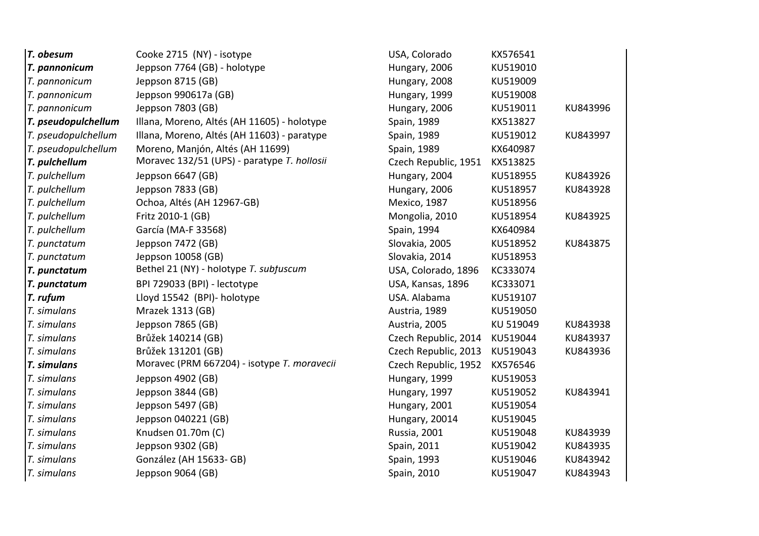| | | | | |
|---|---|---|---|---|
| ***T. obesum*** | Cooke 2715 (NY) - isotype | USA, Colorado | KX576541 | |
| ***T. pannonicum*** | Jeppson 7764 (GB) - holotype | Hungary, 2006 | KU519010 | |
| *T. pannonicum* | Jeppson 8715 (GB) | Hungary, 2008 | KU519009 | |
| *T. pannonicum* | Jeppson 990617a (GB) | Hungary, 1999 | KU519008 | |
| *T. pannonicum* | Jeppson 7803 (GB) | Hungary, 2006 | KU519011 | KU843996 |
| ***T. pseudopulchellum*** | Illana, Moreno, Altés (AH 11605) - holotype | Spain, 1989 | KX513827 | |
| *T. pseudopulchellum* | Illana, Moreno, Altés (AH 11603) - paratype | Spain, 1989 | KU519012 | KU843997 |
| *T. pseudopulchellum* | Moreno, Manjón, Altés (AH 11699) | Spain, 1989 | KX640987 | |
| ***T. pulchellum*** | Moravec 132/51 (UPS) - paratype *T. hollosii* | Czech Republic, 1951 | KX513825 | |
| *T. pulchellum* | Jeppson 6647 (GB) | Hungary, 2004 | KU518955 | KU843926 |
| *T. pulchellum* | Jeppson 7833 (GB) | Hungary, 2006 | KU518957 | KU843928 |
| *T. pulchellum* | Ochoa, Altés (AH 12967-GB) | Mexico, 1987 | KU518956 | |
| *T. pulchellum* | Fritz 2010-1 (GB) | Mongolia, 2010 | KU518954 | KU843925 |
| *T. pulchellum* | García (MA-F 33568) | Spain, 1994 | KX640984 | |
| *T. punctatum* | Jeppson 7472 (GB) | Slovakia, 2005 | KU518952 | KU843875 |
| *T. punctatum* | Jeppson 10058 (GB) | Slovakia, 2014 | KU518953 | |
| ***T. punctatum*** | Bethel 21 (NY) - holotype *T. subfuscum* | USA, Colorado, 1896 | KC333074 | |
| ***T. punctatum*** | BPI 729033 (BPI) - lectotype | USA, Kansas, 1896 | KC333071 | |
| ***T. rufum*** | Lloyd 15542 (BPI)- holotype | USA. Alabama | KU519107 | |
| *T. simulans* | Mrazek 1313 (GB) | Austria, 1989 | KU519050 | |
| *T. simulans* | Jeppson 7865 (GB) | Austria, 2005 | KU 519049 | KU843938 |
| *T. simulans* | Brůžek 140214 (GB) | Czech Republic, 2014 | KU519044 | KU843937 |
| *T. simulans* | Brůžek 131201 (GB) | Czech Republic, 2013 | KU519043 | KU843936 |
| ***T. simulans*** | Moravec (PRM 667204) - isotype *T. moravecii* | Czech Republic, 1952 | KX576546 | |
| *T. simulans* | Jeppson 4902 (GB) | Hungary, 1999 | KU519053 | |
| *T. simulans* | Jeppson 3844 (GB) | Hungary, 1997 | KU519052 | KU843941 |
| *T. simulans* | Jeppson 5497 (GB) | Hungary, 2001 | KU519054 | |
| *T. simulans* | Jeppson 040221 (GB) | Hungary, 20014 | KU519045 | |
| *T. simulans* | Knudsen 01.70m (C) | Russia, 2001 | KU519048 | KU843939 |
| *T. simulans* | Jeppson 9302 (GB) | Spain, 2011 | KU519042 | KU843935 |
| *T. simulans* | González (AH 15633- GB) | Spain, 1993 | KU519046 | KU843942 |
| *T. simulans* | Jeppson 9064 (GB) | Spain, 2010 | KU519047 | KU843943 |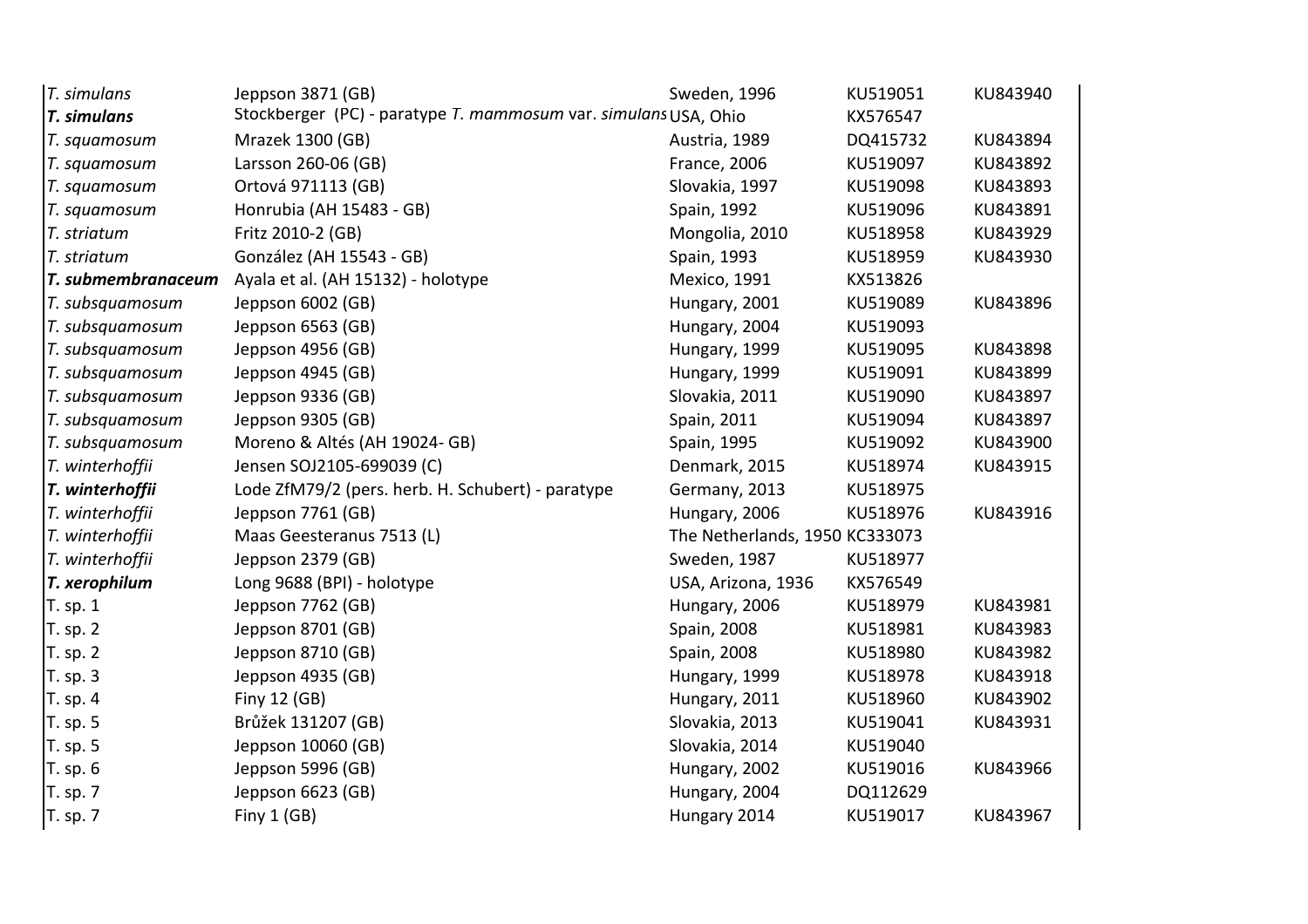| | | | | |
|---|---|---|---|---|
| *T. simulans* | Jeppson 3871 (GB) | Sweden, 1996 | KU519051 | KU843940 |
| ***T. simulans*** | Stockberger (PC) - paratype *T. mammosum* var. *simulans* | USA, Ohio | KX576547 | |
| *T. squamosum* | Mrazek 1300 (GB) | Austria, 1989 | DQ415732 | KU843894 |
| *T. squamosum* | Larsson 260-06 (GB) | France, 2006 | KU519097 | KU843892 |
| *T. squamosum* | Ortová 971113 (GB) | Slovakia, 1997 | KU519098 | KU843893 |
| *T. squamosum* | Honrubia (AH 15483 - GB) | Spain, 1992 | KU519096 | KU843891 |
| *T. striatum* | Fritz 2010-2 (GB) | Mongolia, 2010 | KU518958 | KU843929 |
| *T. striatum* | González (AH 15543 - GB) | Spain, 1993 | KU518959 | KU843930 |
| ***T. submembranaceum*** | Ayala et al. (AH 15132) - holotype | Mexico, 1991 | KX513826 | |
| *T. subsquamosum* | Jeppson 6002 (GB) | Hungary, 2001 | KU519089 | KU843896 |
| *T. subsquamosum* | Jeppson 6563 (GB) | Hungary, 2004 | KU519093 | |
| *T. subsquamosum* | Jeppson 4956 (GB) | Hungary, 1999 | KU519095 | KU843898 |
| *T. subsquamosum* | Jeppson 4945 (GB) | Hungary, 1999 | KU519091 | KU843899 |
| *T. subsquamosum* | Jeppson 9336 (GB) | Slovakia, 2011 | KU519090 | KU843897 |
| *T. subsquamosum* | Jeppson 9305 (GB) | Spain, 2011 | KU519094 | KU843897 |
| *T. subsquamosum* | Moreno & Altés (AH 19024- GB) | Spain, 1995 | KU519092 | KU843900 |
| *T. winterhoffii* | Jensen SOJ2105-699039 (C) | Denmark, 2015 | KU518974 | KU843915 |
| ***T. winterhoffii*** | Lode ZfM79/2 (pers. herb. H. Schubert) - paratype | Germany, 2013 | KU518975 | |
| *T. winterhoffii* | Jeppson 7761 (GB) | Hungary, 2006 | KU518976 | KU843916 |
| *T. winterhoffii* | Maas Geesteranus 7513 (L) | The Netherlands, 1950 | KC333073 | |
| *T. winterhoffii* | Jeppson 2379 (GB) | Sweden, 1987 | KU518977 | |
| ***T. xerophilum*** | Long 9688 (BPI) - holotype | USA, Arizona, 1936 | KX576549 | |
| T. sp. 1 | Jeppson 7762 (GB) | Hungary, 2006 | KU518979 | KU843981 |
| T. sp. 2 | Jeppson 8701 (GB) | Spain, 2008 | KU518981 | KU843983 |
| T. sp. 2 | Jeppson 8710 (GB) | Spain, 2008 | KU518980 | KU843982 |
| T. sp. 3 | Jeppson 4935 (GB) | Hungary, 1999 | KU518978 | KU843918 |
| T. sp. 4 | Finy 12 (GB) | Hungary, 2011 | KU518960 | KU843902 |
| T. sp. 5 | Brůžek 131207 (GB) | Slovakia, 2013 | KU519041 | KU843931 |
| T. sp. 5 | Jeppson 10060 (GB) | Slovakia, 2014 | KU519040 | |
| T. sp. 6 | Jeppson 5996 (GB) | Hungary, 2002 | KU519016 | KU843966 |
| T. sp. 7 | Jeppson 6623 (GB) | Hungary, 2004 | DQ112629 | |
| T. sp. 7 | Finy 1 (GB) | Hungary 2014 | KU519017 | KU843967 |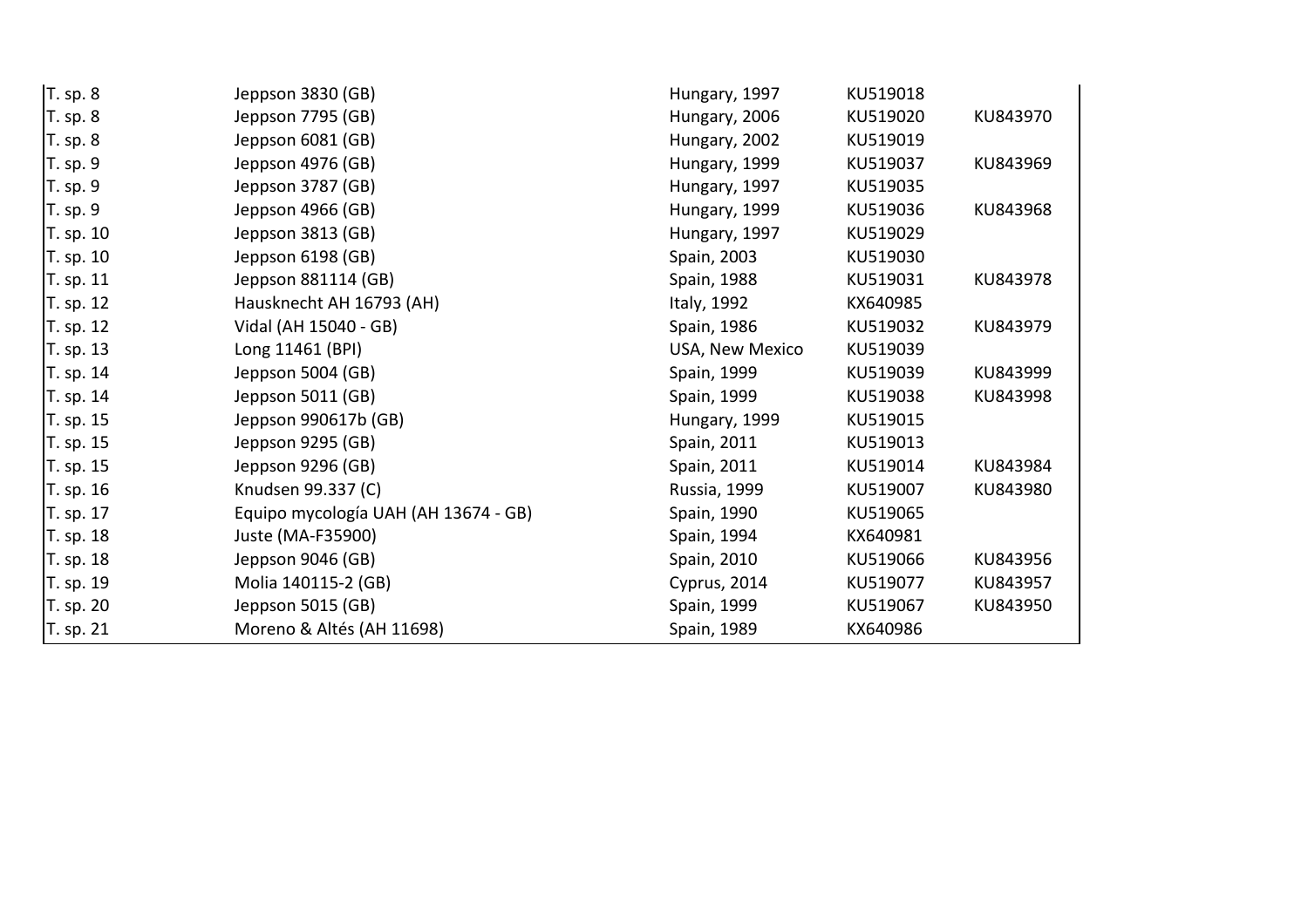| | | | | |
|---|---|---|---|---|
| T. sp. 8 | Jeppson 3830 (GB) | Hungary, 1997 | KU519018 | |
| T. sp. 8 | Jeppson 7795 (GB) | Hungary, 2006 | KU519020 | KU843970 |
| T. sp. 8 | Jeppson 6081 (GB) | Hungary, 2002 | KU519019 | |
| T. sp. 9 | Jeppson 4976 (GB) | Hungary, 1999 | KU519037 | KU843969 |
| T. sp. 9 | Jeppson 3787 (GB) | Hungary, 1997 | KU519035 | |
| T. sp. 9 | Jeppson 4966 (GB) | Hungary, 1999 | KU519036 | KU843968 |
| T. sp. 10 | Jeppson 3813 (GB) | Hungary, 1997 | KU519029 | |
| T. sp. 10 | Jeppson 6198 (GB) | Spain, 2003 | KU519030 | |
| T. sp. 11 | Jeppson 881114 (GB) | Spain, 1988 | KU519031 | KU843978 |
| T. sp. 12 | Hausknecht AH 16793 (AH) | Italy, 1992 | KX640985 | |
| T. sp. 12 | Vidal (AH 15040 - GB) | Spain, 1986 | KU519032 | KU843979 |
| T. sp. 13 | Long 11461 (BPI) | USA, New Mexico | KU519039 | |
| T. sp. 14 | Jeppson 5004 (GB) | Spain, 1999 | KU519039 | KU843999 |
| T. sp. 14 | Jeppson 5011 (GB) | Spain, 1999 | KU519038 | KU843998 |
| T. sp. 15 | Jeppson 990617b (GB) | Hungary, 1999 | KU519015 | |
| T. sp. 15 | Jeppson 9295 (GB) | Spain, 2011 | KU519013 | |
| T. sp. 15 | Jeppson 9296 (GB) | Spain, 2011 | KU519014 | KU843984 |
| T. sp. 16 | Knudsen 99.337 (C) | Russia, 1999 | KU519007 | KU843980 |
| T. sp. 17 | Equipo mycología UAH (AH 13674 - GB) | Spain, 1990 | KU519065 | |
| T. sp. 18 | Juste (MA-F35900) | Spain, 1994 | KX640981 | |
| T. sp. 18 | Jeppson 9046 (GB) | Spain, 2010 | KU519066 | KU843956 |
| T. sp. 19 | Molia 140115-2 (GB) | Cyprus, 2014 | KU519077 | KU843957 |
| T. sp. 20 | Jeppson 5015 (GB) | Spain, 1999 | KU519067 | KU843950 |
| T. sp. 21 | Moreno & Altés (AH 11698) | Spain, 1989 | KX640986 | |